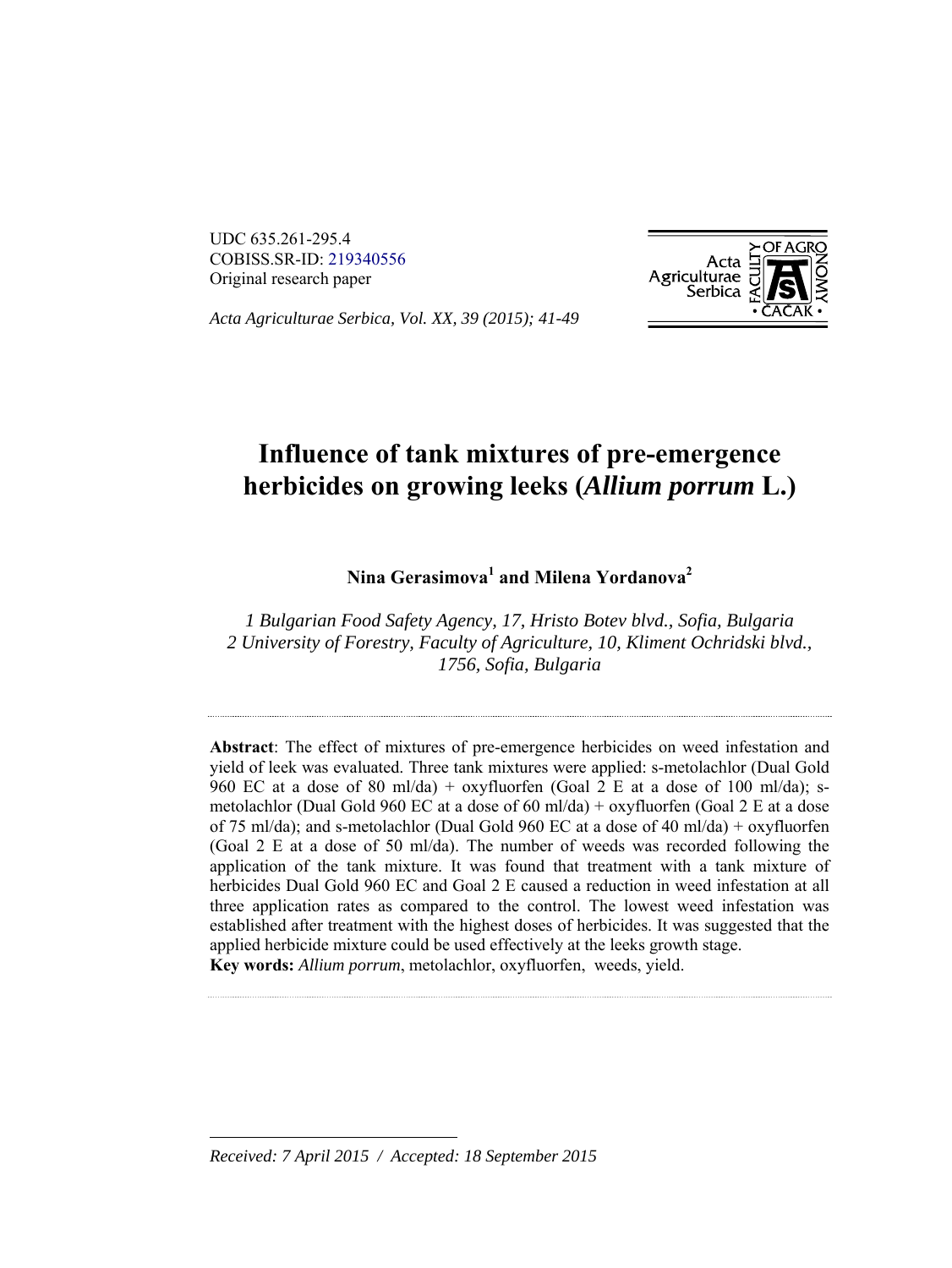UDC 635.261-295.4
COBISS.SR-ID: 219340556
Original research paper

*Acta Agriculturae Serbica, Vol. XX, 39 (2015); 41-49*

# Influence of tank mixtures of pre-emergence herbicides on growing leeks (*Allium porrum* L.)

**Nina Gerasimova[1] and Milena Yordanova[2]**

*1 Bulgarian Food Safety Agency, 17, Hristo Botev blvd., Sofia, Bulgaria*
*2 University of Forestry, Faculty of Agriculture, 10, Kliment Ochridski blvd., 1756, Sofia, Bulgaria*

---

**Abstract**: The effect of mixtures of pre-emergence herbicides on weed infestation and yield of leek was evaluated. Three tank mixtures were applied: s-metolachlor (Dual Gold 960 EC at a dose of 80 ml/da) + oxyfluorfen (Goal 2 E at a dose of 100 ml/da); s-metolachlor (Dual Gold 960 EC at a dose of 60 ml/da) + oxyfluorfen (Goal 2 E at a dose of 75 ml/da); and s-metolachlor (Dual Gold 960 EC at a dose of 40 ml/da) + oxyfluorfen (Goal 2 E at a dose of 50 ml/da). The number of weeds was recorded following the application of the tank mixture. It was found that treatment with a tank mixture of herbicides Dual Gold 960 EC and Goal 2 E caused a reduction in weed infestation at all three application rates as compared to the control. The lowest weed infestation was established after treatment with the highest doses of herbicides. It was suggested that the applied herbicide mixture could be used effectively at the leeks growth stage.
**Key words:** *Allium porrum*, metolachlor, oxyfluorfen, weeds, yield.

---

*Received: 7 April 2015 / Accepted: 18 September 2015*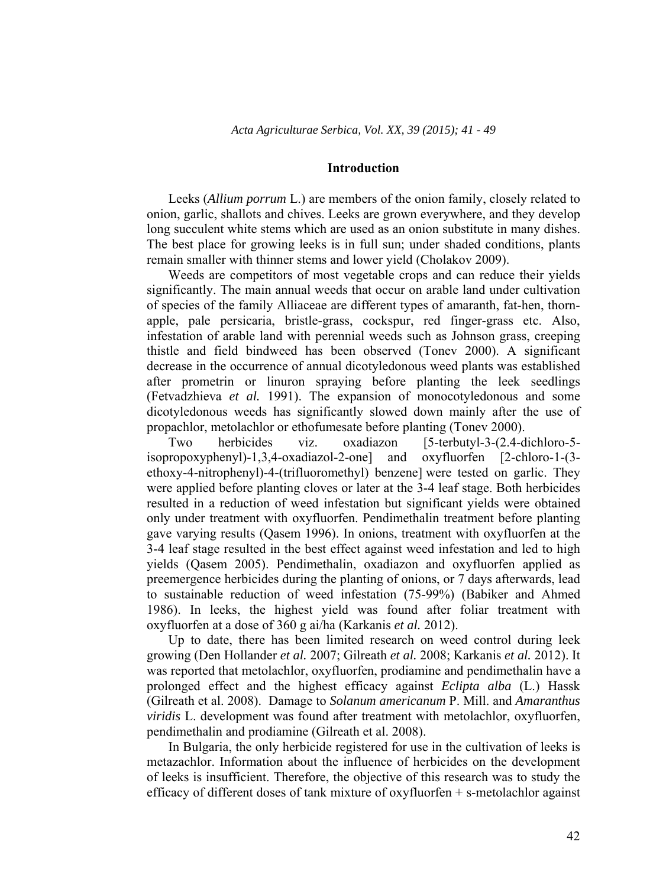## Introduction

Leeks (*Allium porrum* L.) are members of the onion family, closely related to onion, garlic, shallots and chives. Leeks are grown everywhere, and they develop long succulent white stems which are used as an onion substitute in many dishes. The best place for growing leeks is in full sun; under shaded conditions, plants remain smaller with thinner stems and lower yield (Cholakov 2009).

Weeds are competitors of most vegetable crops and can reduce their yields significantly. The main annual weeds that occur on arable land under cultivation of species of the family Alliaceae are different types of amaranth, fat-hen, thorn-apple, pale persicaria, bristle-grass, cockspur, red finger-grass etc. Also, infestation of arable land with perennial weeds such as Johnson grass, creeping thistle and field bindweed has been observed (Tonev 2000). A significant decrease in the occurrence of annual dicotyledonous weed plants was established after prometrin or linuron spraying before planting the leek seedlings (Fetvadzhieva *et al.* 1991). The expansion of monocotyledonous and some dicotyledonous weeds has significantly slowed down mainly after the use of propachlor, metolachlor or ethofumesate before planting (Tonev 2000).

Two herbicides viz. oxadiazon [5-terbutyl-3-(2.4-dichloro-5-isopropoxyphenyl)-1,3,4-oxadiazol-2-one] and oxyfluorfen [2-chloro-1-(3-ethoxy-4-nitrophenyl)-4-(trifluoromethyl) benzene] were tested on garlic. They were applied before planting cloves or later at the 3-4 leaf stage. Both herbicides resulted in a reduction of weed infestation but significant yields were obtained only under treatment with oxyfluorfen. Pendimethalin treatment before planting gave varying results (Qasem 1996). In onions, treatment with oxyfluorfen at the 3-4 leaf stage resulted in the best effect against weed infestation and led to high yields (Qasem 2005). Pendimethalin, oxadiazon and oxyfluorfen applied as preemergence herbicides during the planting of onions, or 7 days afterwards, lead to sustainable reduction of weed infestation (75-99%) (Babiker and Ahmed 1986). In leeks, the highest yield was found after foliar treatment with oxyfluorfen at a dose of 360 g ai/ha (Karkanis *et al.* 2012).

Up to date, there has been limited research on weed control during leek growing (Den Hollander *et al.* 2007; Gilreath *et al.* 2008; Karkanis *et al.* 2012). It was reported that metolachlor, oxyfluorfen, prodiamine and pendimethalin have a prolonged effect and the highest efficacy against *Eclipta alba* (L.) Hassk (Gilreath et al. 2008). Damage to *Solanum americanum* P. Mill. and *Amaranthus viridis* L. development was found after treatment with metolachlor, oxyfluorfen, pendimethalin and prodiamine (Gilreath et al. 2008).

In Bulgaria, the only herbicide registered for use in the cultivation of leeks is metazachlor. Information about the influence of herbicides on the development of leeks is insufficient. Therefore, the objective of this research was to study the efficacy of different doses of tank mixture of oxyfluorfen + s-metolachlor against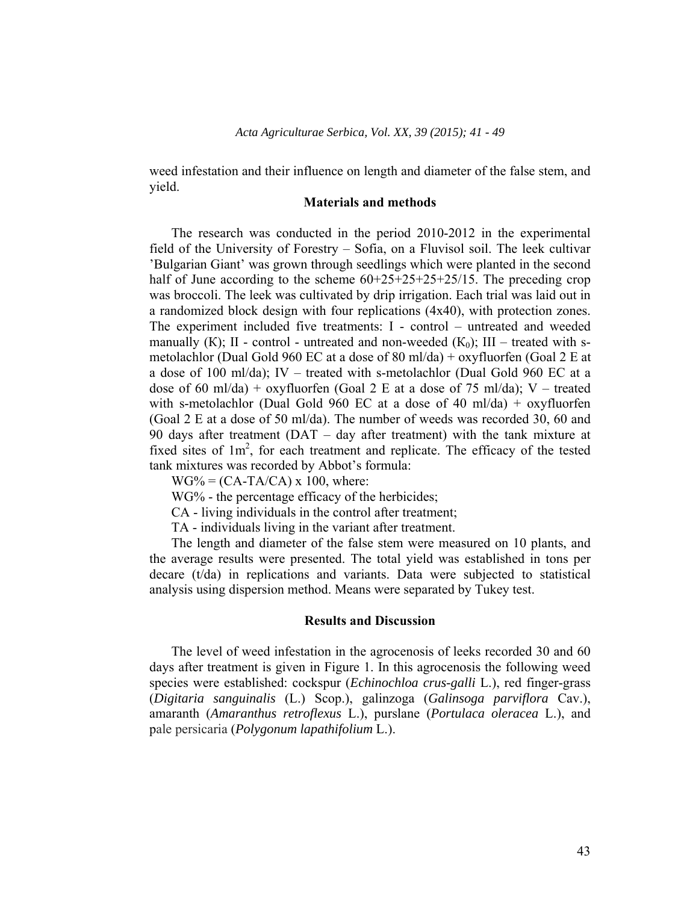weed infestation and their influence on length and diameter of the false stem, and yield.

## Materials and methods

The research was conducted in the period 2010-2012 in the experimental field of the University of Forestry – Sofia, on a Fluvisol soil. The leek cultivar 'Bulgarian Giant' was grown through seedlings which were planted in the second half of June according to the scheme 60+25+25+25+25/15. The preceding crop was broccoli. The leek was cultivated by drip irrigation. Each trial was laid out in a randomized block design with four replications (4x40), with protection zones. The experiment included five treatments: I - control – untreated and weeded manually (K); II - control - untreated and non-weeded ($K_0$); III – treated with s-metolachlor (Dual Gold 960 EC at a dose of 80 ml/da) + oxyfluorfen (Goal 2 E at a dose of 100 ml/da); IV – treated with s-metolachlor (Dual Gold 960 EC at a dose of 60 ml/da) + oxyfluorfen (Goal 2 E at a dose of 75 ml/da); V – treated with s-metolachlor (Dual Gold 960 EC at a dose of 40 ml/da) + oxyfluorfen (Goal 2 E at a dose of 50 ml/da). The number of weeds was recorded 30, 60 and 90 days after treatment (DAT – day after treatment) with the tank mixture at fixed sites of $1m^2$, for each treatment and replicate. The efficacy of the tested tank mixtures was recorded by Abbot's formula:

WG% = (CA-TA/CA) x 100, where:

WG% - the percentage efficacy of the herbicides;

CA - living individuals in the control after treatment;

TA - individuals living in the variant after treatment.

The length and diameter of the false stem were measured on 10 plants, and the average results were presented. The total yield was established in tons per decare (t/da) in replications and variants. Data were subjected to statistical analysis using dispersion method. Means were separated by Tukey test.

## Results and Discussion

The level of weed infestation in the agrocenosis of leeks recorded 30 and 60 days after treatment is given in Figure 1. In this agrocenosis the following weed species were established: cockspur (*Echinochloa crus-galli* L.), red finger-grass (*Digitaria sanguinalis* (L.) Scop.), galinzoga (*Galinsoga parviflora* Cav.), amaranth (*Amaranthus retroflexus* L.), purslane (*Portulaca oleracea* L.), and pale persicaria (*Polygonum lapathifolium* L.).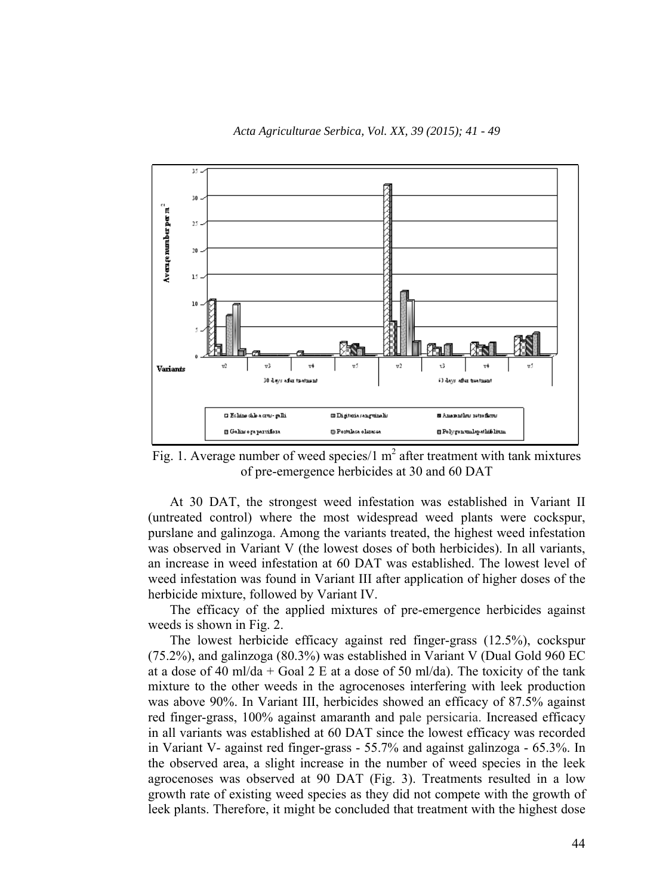Fig. 1. Average number of weed species/1 $m^2$ after treatment with tank mixtures of pre-emergence herbicides at 30 and 60 DAT

At 30 DAT, the strongest weed infestation was established in Variant II (untreated control) where the most widespread weed plants were cockspur, purslane and galinzoga. Among the variants treated, the highest weed infestation was observed in Variant V (the lowest doses of both herbicides). In all variants, an increase in weed infestation at 60 DAT was established. The lowest level of weed infestation was found in Variant III after application of higher doses of the herbicide mixture, followed by Variant IV.

The efficacy of the applied mixtures of pre-emergence herbicides against weeds is shown in Fig. 2.

The lowest herbicide efficacy against red finger-grass (12.5%), cockspur (75.2%), and galinzoga (80.3%) was established in Variant V (Dual Gold 960 EC at a dose of 40 ml/da + Goal 2 E at a dose of 50 ml/da). The toxicity of the tank mixture to the other weeds in the agrocenoses interfering with leek production was above 90%. In Variant III, herbicides showed an efficacy of 87.5% against red finger-grass, 100% against amaranth and pale persicaria. Increased efficacy in all variants was established at 60 DAT since the lowest efficacy was recorded in Variant V- against red finger-grass - 55.7% and against galinzoga - 65.3%. In the observed area, a slight increase in the number of weed species in the leek agrocenoses was observed at 90 DAT (Fig. 3). Treatments resulted in a low growth rate of existing weed species as they did not compete with the growth of leek plants. Therefore, it might be concluded that treatment with the highest dose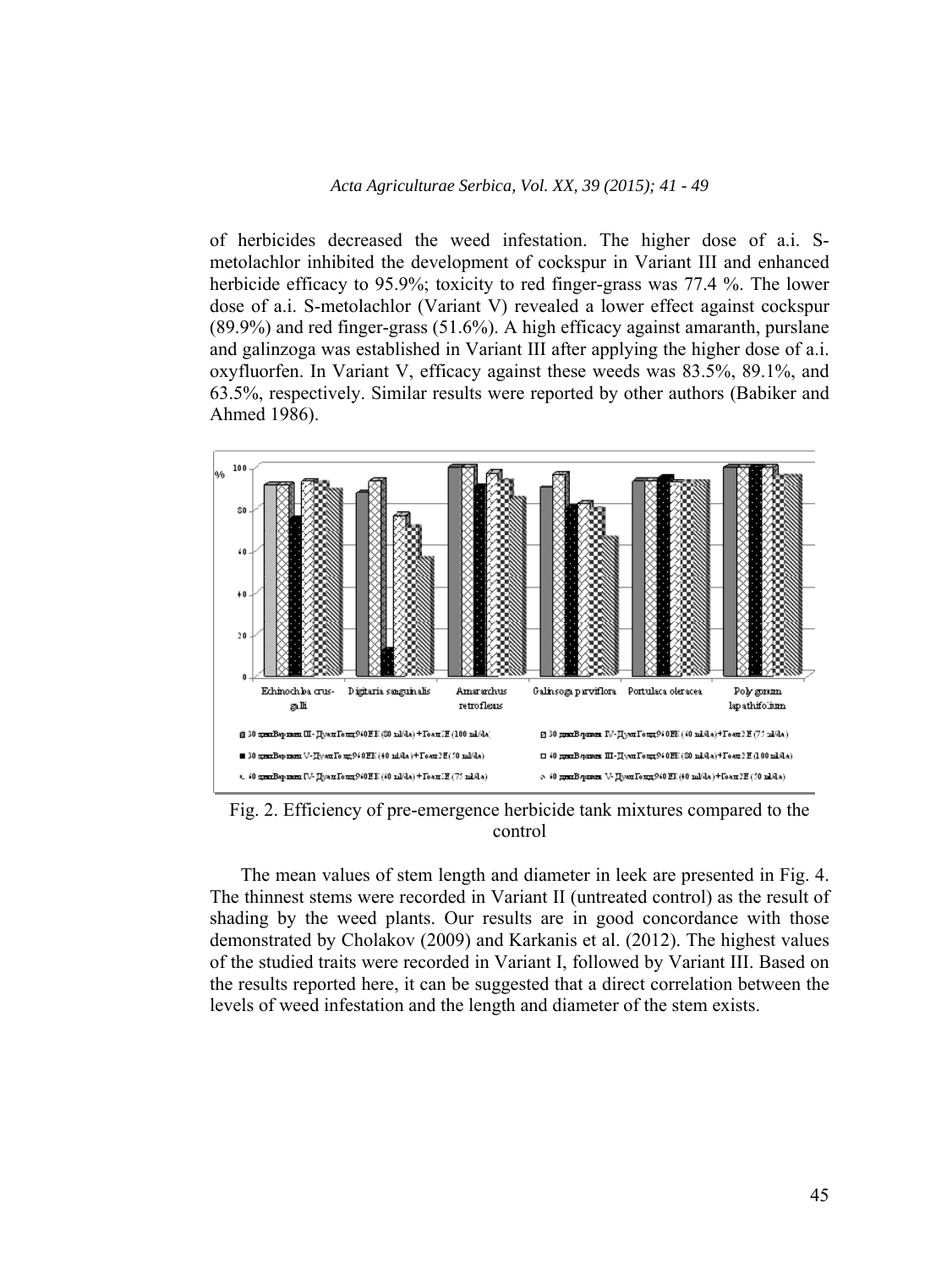of herbicides decreased the weed infestation. The higher dose of a.i. S-metolachlor inhibited the development of cockspur in Variant III and enhanced herbicide efficacy to 95.9%; toxicity to red finger-grass was 77.4 %. The lower dose of a.i. S-metolachlor (Variant V) revealed a lower effect against cockspur (89.9%) and red finger-grass (51.6%). A high efficacy against amaranth, purslane and galinzoga was established in Variant III after applying the higher dose of a.i. oxyfluorfen. In Variant V, efficacy against these weeds was 83.5%, 89.1%, and 63.5%, respectively. Similar results were reported by other authors (Babiker and Ahmed 1986).

Fig. 2. Efficiency of pre-emergence herbicide tank mixtures compared to the control

The mean values of stem length and diameter in leek are presented in Fig. 4. The thinnest stems were recorded in Variant II (untreated control) as the result of shading by the weed plants. Our results are in good concordance with those demonstrated by Cholakov (2009) and Karkanis et al. (2012). The highest values of the studied traits were recorded in Variant I, followed by Variant III. Based on the results reported here, it can be suggested that a direct correlation between the levels of weed infestation and the length and diameter of the stem exists.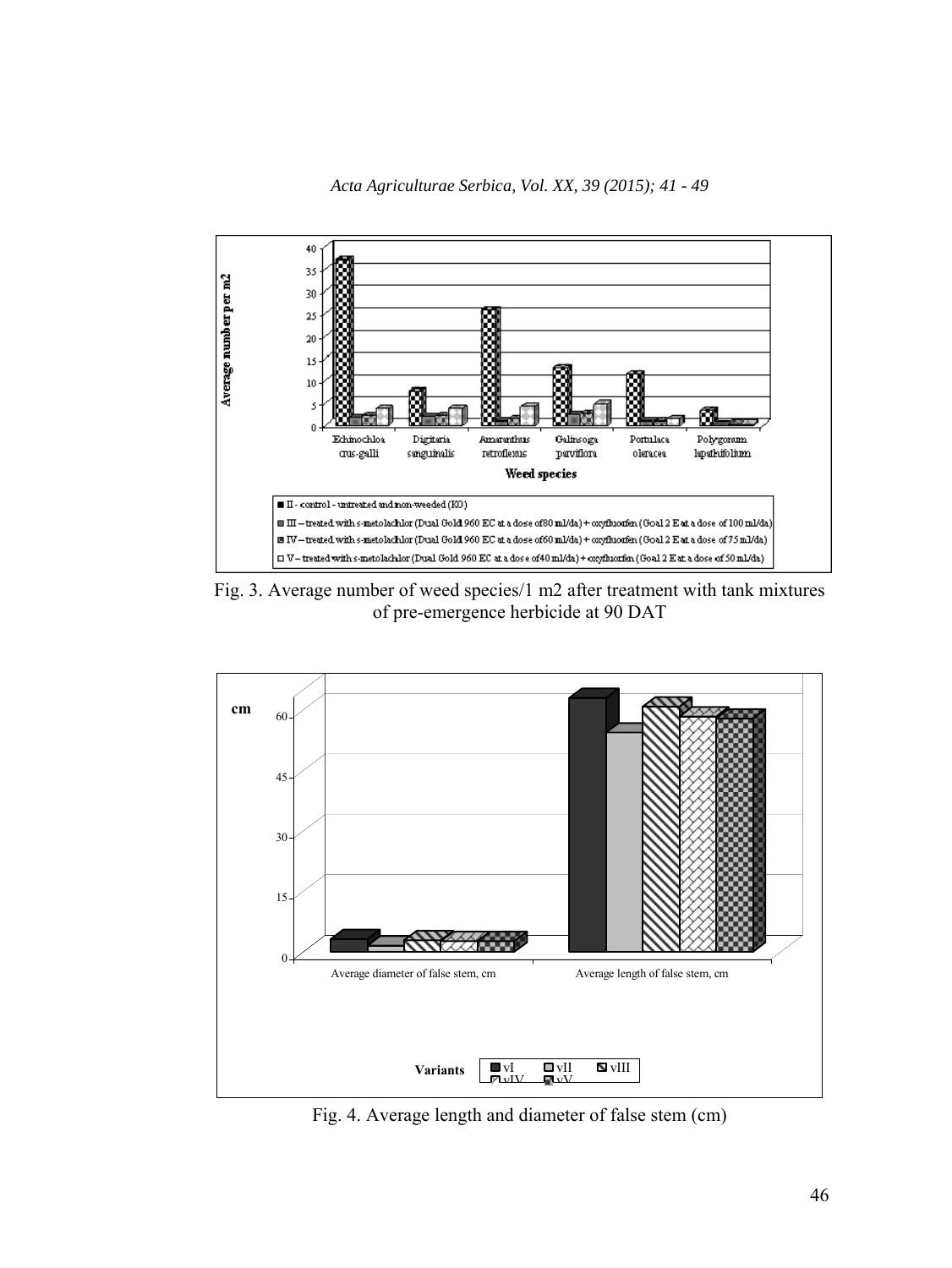Fig. 3. Average number of weed species/1 m2 after treatment with tank mixtures of pre-emergence herbicide at 90 DAT

Fig. 4. Average length and diameter of false stem (cm)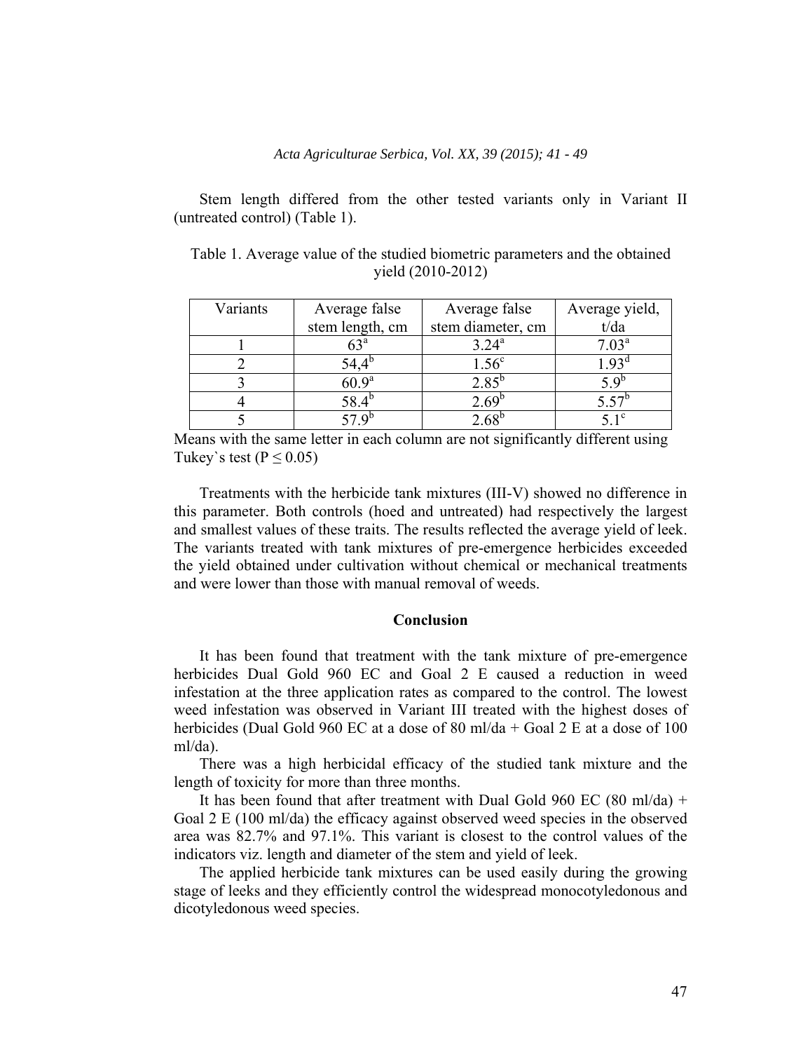Stem length differed from the other tested variants only in Variant II (untreated control) (Table 1).

Table 1. Average value of the studied biometric parameters and the obtained yield (2010-2012)

| Variants | Average false stem length, cm | Average false stem diameter, cm | Average yield, t/da |
|---|---|---|---|
| 1 | 63[a] | 3.24[a] | 7.03[a] |
| 2 | 54,4[b] | 1.56[c] | 1.93[d] |
| 3 | 60.9[a] | 2.85[b] | 5.9[b] |
| 4 | 58.4[b] | 2.69[b] | 5.57[b] |
| 5 | 57.9[b] | 2.68[b] | 5.1[c] |

Means with the same letter in each column are not significantly different using Tukey`s test ($P \leq 0.05$)

Treatments with the herbicide tank mixtures (III-V) showed no difference in this parameter. Both controls (hoed and untreated) had respectively the largest and smallest values of these traits. The results reflected the average yield of leek. The variants treated with tank mixtures of pre-emergence herbicides exceeded the yield obtained under cultivation without chemical or mechanical treatments and were lower than those with manual removal of weeds.

## Conclusion

It has been found that treatment with the tank mixture of pre-emergence herbicides Dual Gold 960 EC and Goal 2 E caused a reduction in weed infestation at the three application rates as compared to the control. The lowest weed infestation was observed in Variant III treated with the highest doses of herbicides (Dual Gold 960 EC at a dose of 80 ml/da + Goal 2 E at a dose of 100 ml/da).

There was a high herbicidal efficacy of the studied tank mixture and the length of toxicity for more than three months.

It has been found that after treatment with Dual Gold 960 EC (80 ml/da) + Goal 2 E (100 ml/da) the efficacy against observed weed species in the observed area was 82.7% and 97.1%. This variant is closest to the control values of the indicators viz. length and diameter of the stem and yield of leek.

The applied herbicide tank mixtures can be used easily during the growing stage of leeks and they efficiently control the widespread monocotyledonous and dicotyledonous weed species.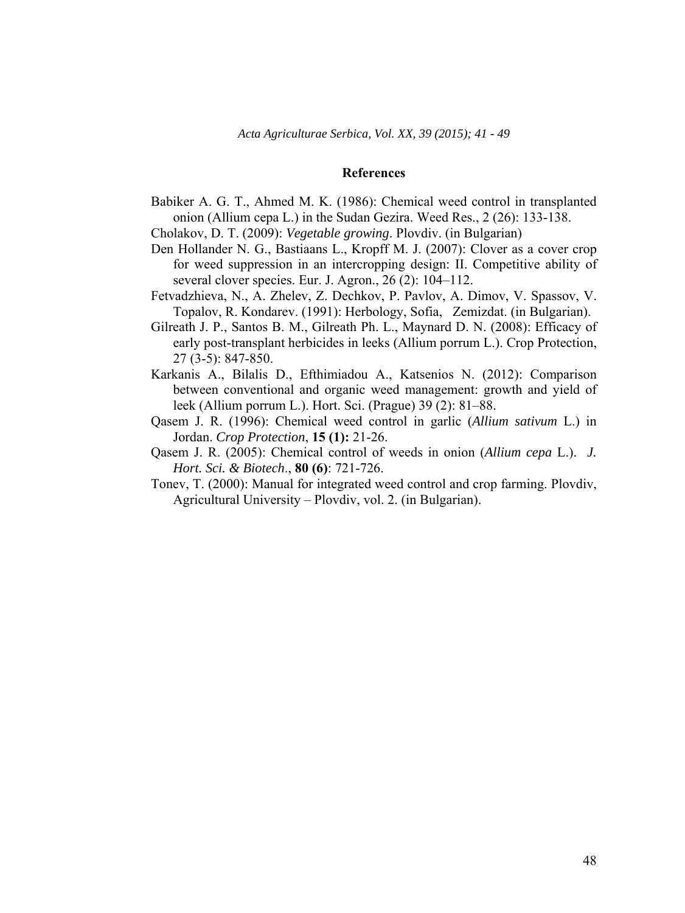## References

Babiker A. G. T., Ahmed M. K. (1986): Chemical weed control in transplanted onion (Allium cepa L.) in the Sudan Gezira. Weed Res., 2 (26): 133-138.

Cholakov, D. T. (2009): *Vegetable growing*. Plovdiv. (in Bulgarian)

Den Hollander N. G., Bastiaans L., Kropff M. J. (2007): Clover as a cover crop for weed suppression in an intercropping design: II. Competitive ability of several clover species. Eur. J. Agron., 26 (2): 104–112.

Fetvadzhieva, N., A. Zhelev, Z. Dechkov, P. Pavlov, A. Dimov, V. Spassov, V. Topalov, R. Kondarev. (1991): Herbology, Sofia, Zemizdat. (in Bulgarian).

Gilreath J. P., Santos B. M., Gilreath Ph. L., Maynard D. N. (2008): Efficacy of early post-transplant herbicides in leeks (Allium porrum L.). Crop Protection, 27 (3-5): 847-850.

Karkanis A., Bilalis D., Efthimiadou A., Katsenios N. (2012): Comparison between conventional and organic weed management: growth and yield of leek (Allium porrum L.). Hort. Sci. (Prague) 39 (2): 81–88.

Qasem J. R. (1996): Chemical weed control in garlic (*Allium sativum* L.) in Jordan. *Crop Protection*, **15 (1):** 21-26.

Qasem J. R. (2005): Chemical control of weeds in onion (*Allium cepa* L.). *J. Hort. Sci. & Biotech*., **80 (6)**: 721-726.

Tonev, T. (2000): Manual for integrated weed control and crop farming. Plovdiv, Agricultural University – Plovdiv, vol. 2. (in Bulgarian).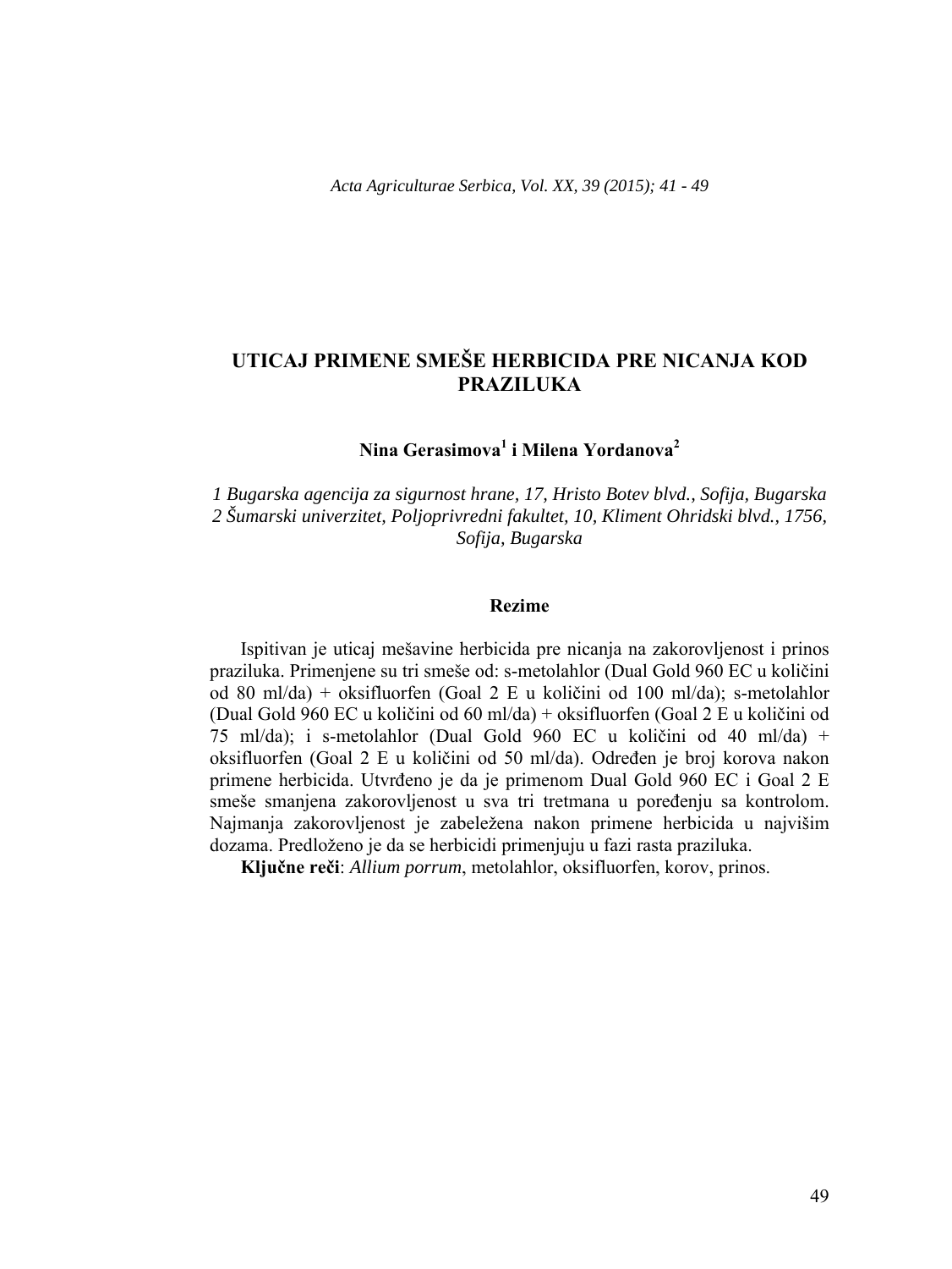# UTICAJ PRIMENE SMEŠE HERBICIDA PRE NICANJA KOD PRAZILUKA

**Nina Gerasimova[1] i Milena Yordanova[2]**

*1 Bugarska agencija za sigurnost hrane, 17, Hristo Botev blvd., Sofija, Bugarska*
*2 Šumarski univerzitet, Poljoprivredni fakultet, 10, Kliment Ohridski blvd., 1756, Sofija, Bugarska*

## Rezime

Ispitivan je uticaj mešavine herbicida pre nicanja na zakorovljenost i prinos praziluka. Primenjene su tri smeše od: s-metolahlor (Dual Gold 960 EC u količini od 80 ml/da) + oksifluorfen (Goal 2 E u količini od 100 ml/da); s-metolahlor (Dual Gold 960 EC u količini od 60 ml/da) + oksifluorfen (Goal 2 E u količini od 75 ml/da); i s-metolahlor (Dual Gold 960 EC u količini od 40 ml/da) + oksifluorfen (Goal 2 E u količini od 50 ml/da). Određen je broj korova nakon primene herbicida. Utvrđeno je da je primenom Dual Gold 960 EC i Goal 2 E smeše smanjena zakorovljenost u sva tri tretmana u poređenju sa kontrolom. Najmanja zakorovljenost je zabeležena nakon primene herbicida u najvišim dozama. Predloženo je da se herbicidi primenjuju u fazi rasta praziluka.

**Ključne reči**: *Allium porrum*, metolahlor, oksifluorfen, korov, prinos.